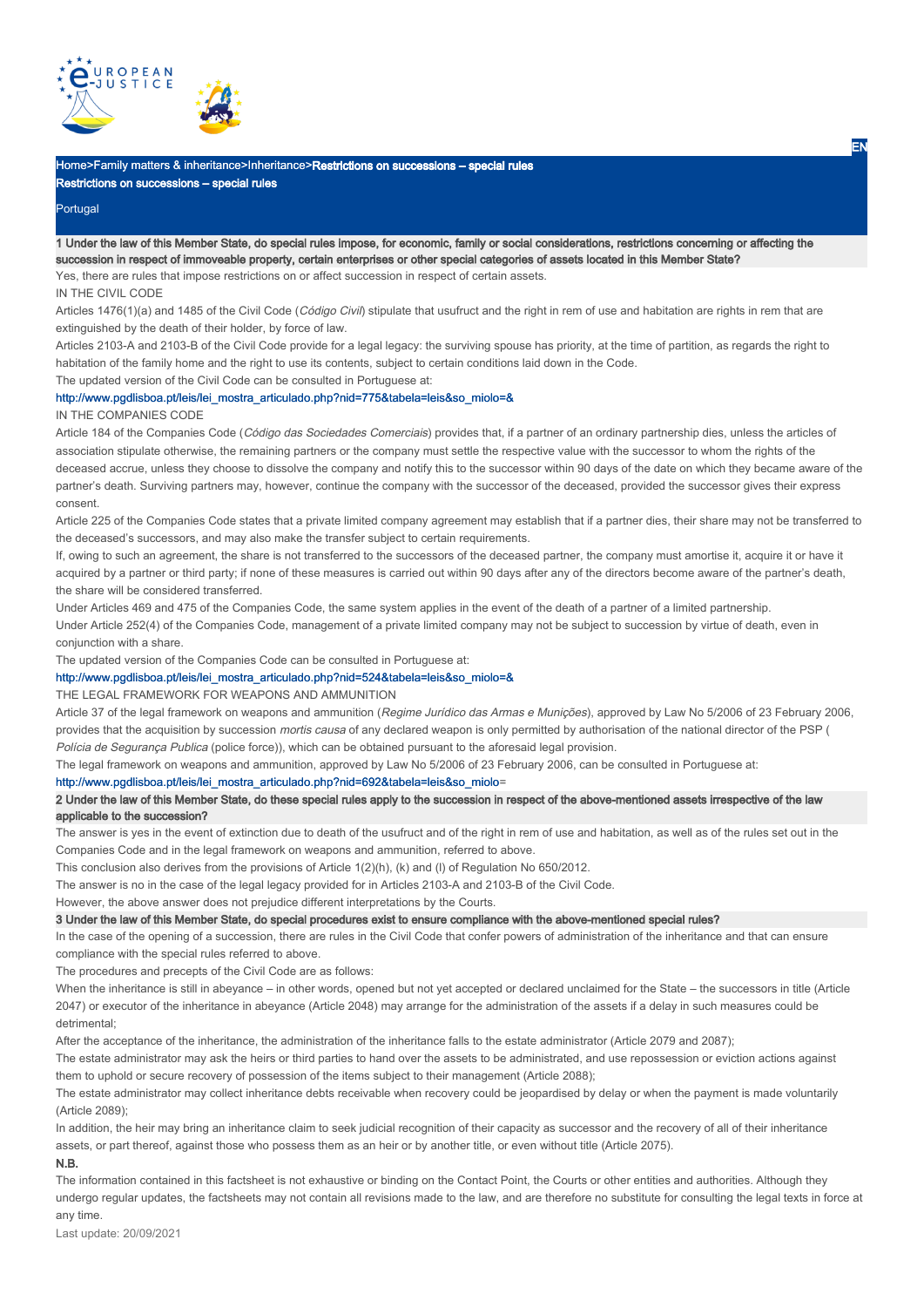Home>Family matters & inheritance>Inheritance>Restrictions on successions – special rules

# Restrictions on successions – special rules

Portugal

## 1 Under the law of this Member State, do special rules impose, for economic, family or social considerations, restrictions concerning or affecting the succession in respect of immoveable property, certain enterprises or other special categories of assets located in this Member State?

Yes, there are rules that impose restrictions on or affect succession in respect of certain assets.

IN THE CIVIL CODE

Articles 1476(1)(a) and 1485 of the Civil Code (*Código Civil*) stipulate that usufruct and the right in rem of use and habitation are rights in rem that are extinguished by the death of their holder, by force of law.

Articles 2103-A and 2103-B of the Civil Code provide for a legal legacy: the surviving spouse has priority, at the time of partition, as regards the right to habitation of the family home and the right to use its contents, subject to certain conditions laid down in the Code.

The updated version of the Civil Code can be consulted in Portuguese at:

http://www.pgdlisboa.pt/leis/lei_mostra_articulado.php?nid=775&tabela=leis&so_miolo=&

IN THE COMPANIES CODE

Article 184 of the Companies Code (*Código das Sociedades Comerciais*) provides that, if a partner of an ordinary partnership dies, unless the articles of association stipulate otherwise, the remaining partners or the company must settle the respective value with the successor to whom the rights of the deceased accrue, unless they choose to dissolve the company and notify this to the successor within 90 days of the date on which they became aware of the partner's death. Surviving partners may, however, continue the company with the successor of the deceased, provided the successor gives their express consent.

Article 225 of the Companies Code states that a private limited company agreement may establish that if a partner dies, their share may not be transferred to the deceased's successors, and may also make the transfer subject to certain requirements.

If, owing to such an agreement, the share is not transferred to the successors of the deceased partner, the company must amortise it, acquire it or have it acquired by a partner or third party; if none of these measures is carried out within 90 days after any of the directors become aware of the partner's death, the share will be considered transferred.

Under Articles 469 and 475 of the Companies Code, the same system applies in the event of the death of a partner of a limited partnership.

Under Article 252(4) of the Companies Code, management of a private limited company may not be subject to succession by virtue of death, even in conjunction with a share.

The updated version of the Companies Code can be consulted in Portuguese at:

http://www.pgdlisboa.pt/leis/lei_mostra_articulado.php?nid=524&tabela=leis&so_miolo=&

THE LEGAL FRAMEWORK FOR WEAPONS AND AMMUNITION

Article 37 of the legal framework on weapons and ammunition (*Regime Jurídico das Armas e Munições*), approved by Law No 5/2006 of 23 February 2006, provides that the acquisition by succession *mortis causa* of any declared weapon is only permitted by authorisation of the national director of the PSP (*Polícia de Segurança Publica* (police force)), which can be obtained pursuant to the aforesaid legal provision.

The legal framework on weapons and ammunition, approved by Law No 5/2006 of 23 February 2006, can be consulted in Portuguese at:

http://www.pgdlisboa.pt/leis/lei_mostra_articulado.php?nid=692&tabela=leis&so_miolo=

## 2 Under the law of this Member State, do these special rules apply to the succession in respect of the above-mentioned assets irrespective of the law applicable to the succession?

The answer is yes in the event of extinction due to death of the usufruct and of the right in rem of use and habitation, as well as of the rules set out in the Companies Code and in the legal framework on weapons and ammunition, referred to above.

This conclusion also derives from the provisions of Article 1(2)(h), (k) and (l) of Regulation No 650/2012.

The answer is no in the case of the legal legacy provided for in Articles 2103-A and 2103-B of the Civil Code.

However, the above answer does not prejudice different interpretations by the Courts.

## 3 Under the law of this Member State, do special procedures exist to ensure compliance with the above-mentioned special rules?

In the case of the opening of a succession, there are rules in the Civil Code that confer powers of administration of the inheritance and that can ensure compliance with the special rules referred to above.

The procedures and precepts of the Civil Code are as follows:

When the inheritance is still in abeyance – in other words, opened but not yet accepted or declared unclaimed for the State – the successors in title (Article 2047) or executor of the inheritance in abeyance (Article 2048) may arrange for the administration of the assets if a delay in such measures could be detrimental;

After the acceptance of the inheritance, the administration of the inheritance falls to the estate administrator (Article 2079 and 2087);

The estate administrator may ask the heirs or third parties to hand over the assets to be administrated, and use repossession or eviction actions against them to uphold or secure recovery of possession of the items subject to their management (Article 2088);

The estate administrator may collect inheritance debts receivable when recovery could be jeopardised by delay or when the payment is made voluntarily (Article 2089);

In addition, the heir may bring an inheritance claim to seek judicial recognition of their capacity as successor and the recovery of all of their inheritance assets, or part thereof, against those who possess them as an heir or by another title, or even without title (Article 2075).

**N.B.**

The information contained in this factsheet is not exhaustive or binding on the Contact Point, the Courts or other entities and authorities. Although they undergo regular updates, the factsheets may not contain all revisions made to the law, and are therefore no substitute for consulting the legal texts in force at any time.

Last update: 20/09/2021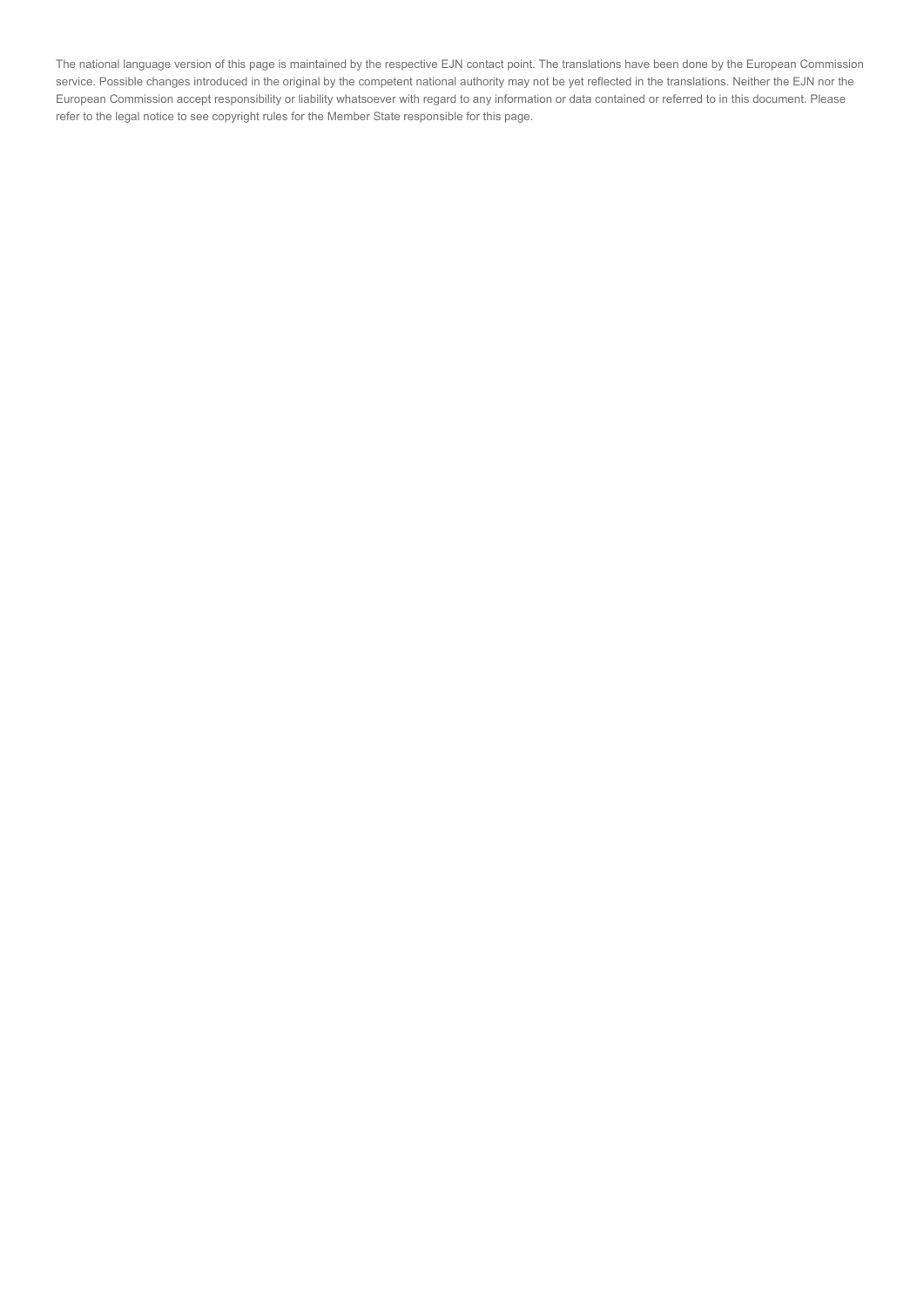The national language version of this page is maintained by the respective EJN contact point. The translations have been done by the European Commission service. Possible changes introduced in the original by the competent national authority may not be yet reflected in the translations. Neither the EJN nor the European Commission accept responsibility or liability whatsoever with regard to any information or data contained or referred to in this document. Please refer to the legal notice to see copyright rules for the Member State responsible for this page.